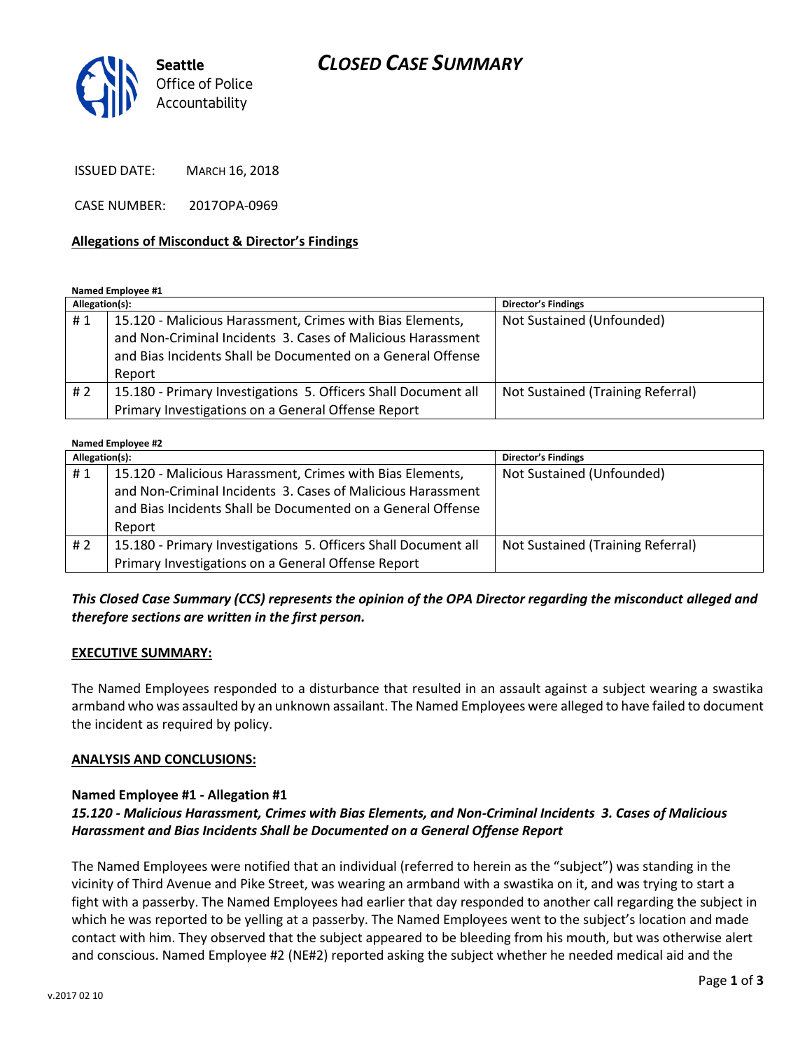# CLOSED CASE SUMMARY

Seattle Office of Police Accountability

ISSUED DATE: MARCH 16, 2018

CASE NUMBER: 2017OPA-0969

## Allegations of Misconduct & Director's Findings

**Named Employee #1**

| Allegation(s): | | Director's Findings |
|---|---|---|
| # 1 | 15.120 - Malicious Harassment, Crimes with Bias Elements, and Non-Criminal Incidents 3. Cases of Malicious Harassment and Bias Incidents Shall be Documented on a General Offense Report | Not Sustained (Unfounded) |
| # 2 | 15.180 - Primary Investigations 5. Officers Shall Document all Primary Investigations on a General Offense Report | Not Sustained (Training Referral) |

**Named Employee #2**

| Allegation(s): | | Director's Findings |
|---|---|---|
| # 1 | 15.120 - Malicious Harassment, Crimes with Bias Elements, and Non-Criminal Incidents 3. Cases of Malicious Harassment and Bias Incidents Shall be Documented on a General Offense Report | Not Sustained (Unfounded) |
| # 2 | 15.180 - Primary Investigations 5. Officers Shall Document all Primary Investigations on a General Offense Report | Not Sustained (Training Referral) |

***This Closed Case Summary (CCS) represents the opinion of the OPA Director regarding the misconduct alleged and therefore sections are written in the first person.***

## EXECUTIVE SUMMARY:

The Named Employees responded to a disturbance that resulted in an assault against a subject wearing a swastika armband who was assaulted by an unknown assailant. The Named Employees were alleged to have failed to document the incident as required by policy.

## ANALYSIS AND CONCLUSIONS:

### Named Employee #1 - Allegation #1

***15.120 - Malicious Harassment, Crimes with Bias Elements, and Non-Criminal Incidents 3. Cases of Malicious Harassment and Bias Incidents Shall be Documented on a General Offense Report***

The Named Employees were notified that an individual (referred to herein as the "subject") was standing in the vicinity of Third Avenue and Pike Street, was wearing an armband with a swastika on it, and was trying to start a fight with a passerby. The Named Employees had earlier that day responded to another call regarding the subject in which he was reported to be yelling at a passerby. The Named Employees went to the subject's location and made contact with him. They observed that the subject appeared to be bleeding from his mouth, but was otherwise alert and conscious. Named Employee #2 (NE#2) reported asking the subject whether he needed medical aid and the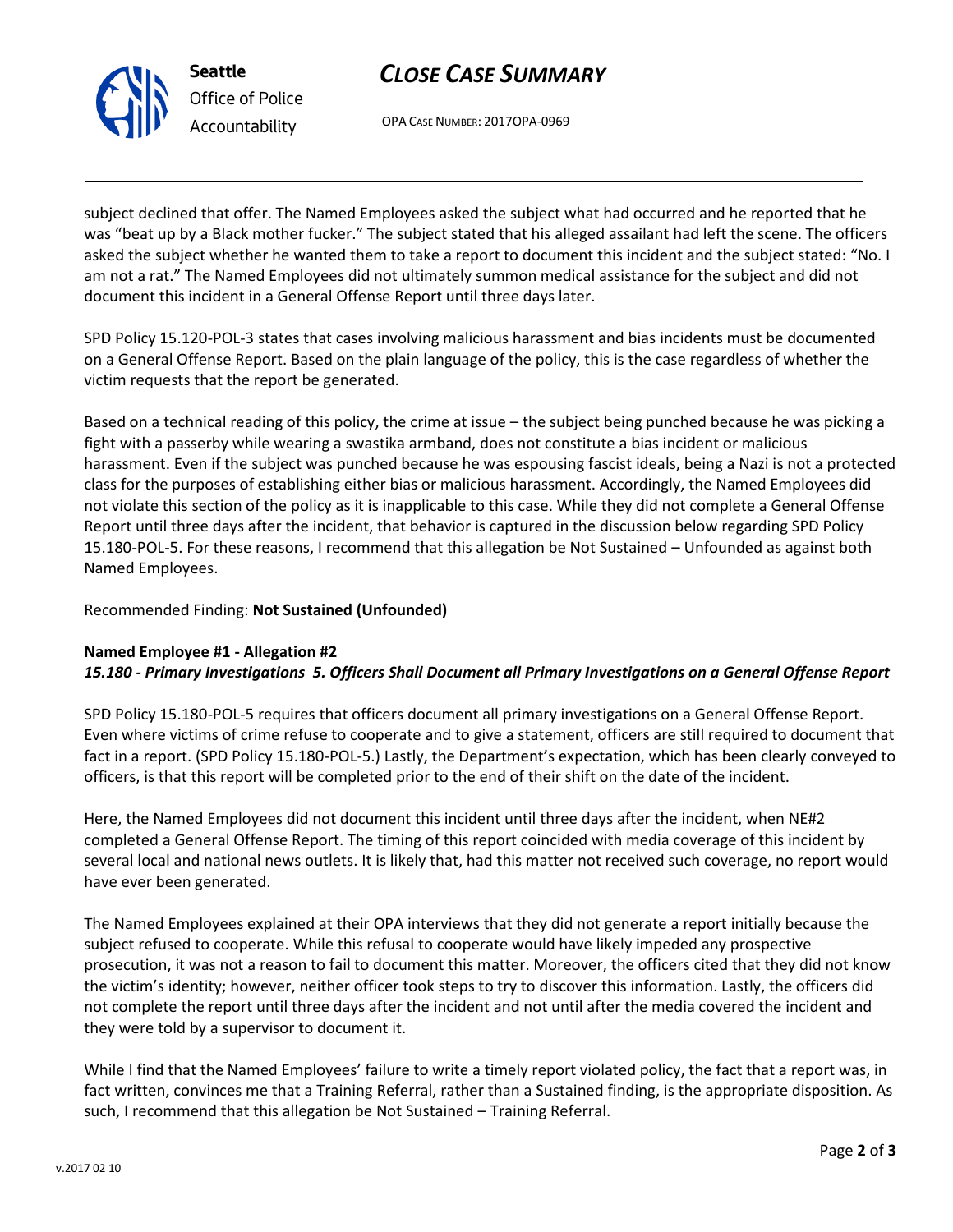subject declined that offer. The Named Employees asked the subject what had occurred and he reported that he was "beat up by a Black mother fucker." The subject stated that his alleged assailant had left the scene. The officers asked the subject whether he wanted them to take a report to document this incident and the subject stated: "No. I am not a rat." The Named Employees did not ultimately summon medical assistance for the subject and did not document this incident in a General Offense Report until three days later.

SPD Policy 15.120-POL-3 states that cases involving malicious harassment and bias incidents must be documented on a General Offense Report. Based on the plain language of the policy, this is the case regardless of whether the victim requests that the report be generated.

Based on a technical reading of this policy, the crime at issue – the subject being punched because he was picking a fight with a passerby while wearing a swastika armband, does not constitute a bias incident or malicious harassment. Even if the subject was punched because he was espousing fascist ideals, being a Nazi is not a protected class for the purposes of establishing either bias or malicious harassment. Accordingly, the Named Employees did not violate this section of the policy as it is inapplicable to this case. While they did not complete a General Offense Report until three days after the incident, that behavior is captured in the discussion below regarding SPD Policy 15.180-POL-5. For these reasons, I recommend that this allegation be Not Sustained – Unfounded as against both Named Employees.

Recommended Finding: **Not Sustained (Unfounded)**

**Named Employee #1 - Allegation #2**
***15.180 - Primary Investigations 5. Officers Shall Document all Primary Investigations on a General Offense Report***

SPD Policy 15.180-POL-5 requires that officers document all primary investigations on a General Offense Report. Even where victims of crime refuse to cooperate and to give a statement, officers are still required to document that fact in a report. (SPD Policy 15.180-POL-5.) Lastly, the Department's expectation, which has been clearly conveyed to officers, is that this report will be completed prior to the end of their shift on the date of the incident.

Here, the Named Employees did not document this incident until three days after the incident, when NE#2 completed a General Offense Report. The timing of this report coincided with media coverage of this incident by several local and national news outlets. It is likely that, had this matter not received such coverage, no report would have ever been generated.

The Named Employees explained at their OPA interviews that they did not generate a report initially because the subject refused to cooperate. While this refusal to cooperate would have likely impeded any prospective prosecution, it was not a reason to fail to document this matter. Moreover, the officers cited that they did not know the victim's identity; however, neither officer took steps to try to discover this information. Lastly, the officers did not complete the report until three days after the incident and not until after the media covered the incident and they were told by a supervisor to document it.

While I find that the Named Employees' failure to write a timely report violated policy, the fact that a report was, in fact written, convinces me that a Training Referral, rather than a Sustained finding, is the appropriate disposition. As such, I recommend that this allegation be Not Sustained – Training Referral.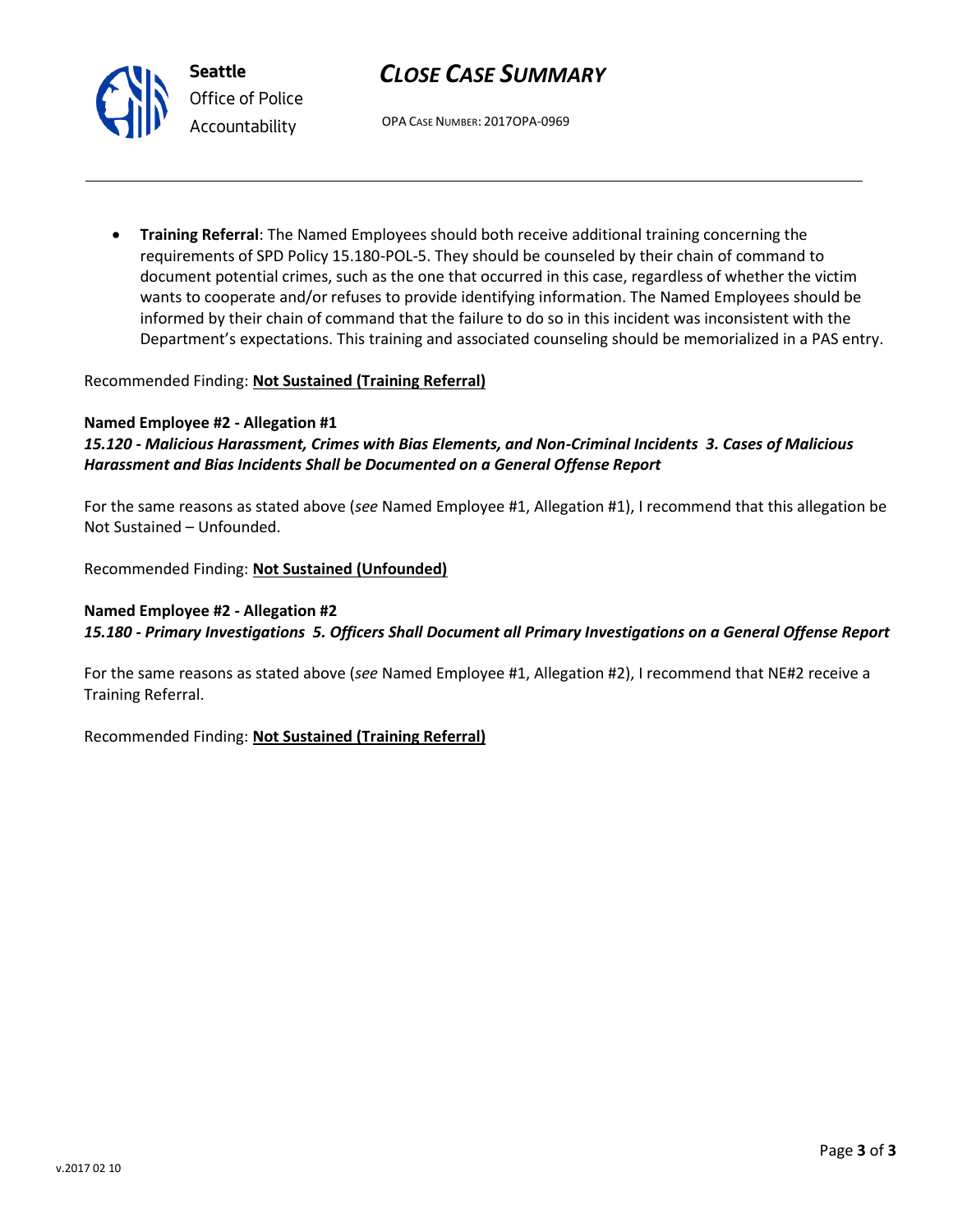- **Training Referral**: The Named Employees should both receive additional training concerning the requirements of SPD Policy 15.180-POL-5. They should be counseled by their chain of command to document potential crimes, such as the one that occurred in this case, regardless of whether the victim wants to cooperate and/or refuses to provide identifying information. The Named Employees should be informed by their chain of command that the failure to do so in this incident was inconsistent with the Department's expectations. This training and associated counseling should be memorialized in a PAS entry.

Recommended Finding: **Not Sustained (Training Referral)**

**Named Employee #2 - Allegation #1**
***15.120 - Malicious Harassment, Crimes with Bias Elements, and Non-Criminal Incidents 3. Cases of Malicious Harassment and Bias Incidents Shall be Documented on a General Offense Report***

For the same reasons as stated above (*see* Named Employee #1, Allegation #1), I recommend that this allegation be Not Sustained – Unfounded.

Recommended Finding: **Not Sustained (Unfounded)**

**Named Employee #2 - Allegation #2**
***15.180 - Primary Investigations 5. Officers Shall Document all Primary Investigations on a General Offense Report***

For the same reasons as stated above (*see* Named Employee #1, Allegation #2), I recommend that NE#2 receive a Training Referral.

Recommended Finding: **Not Sustained (Training Referral)**